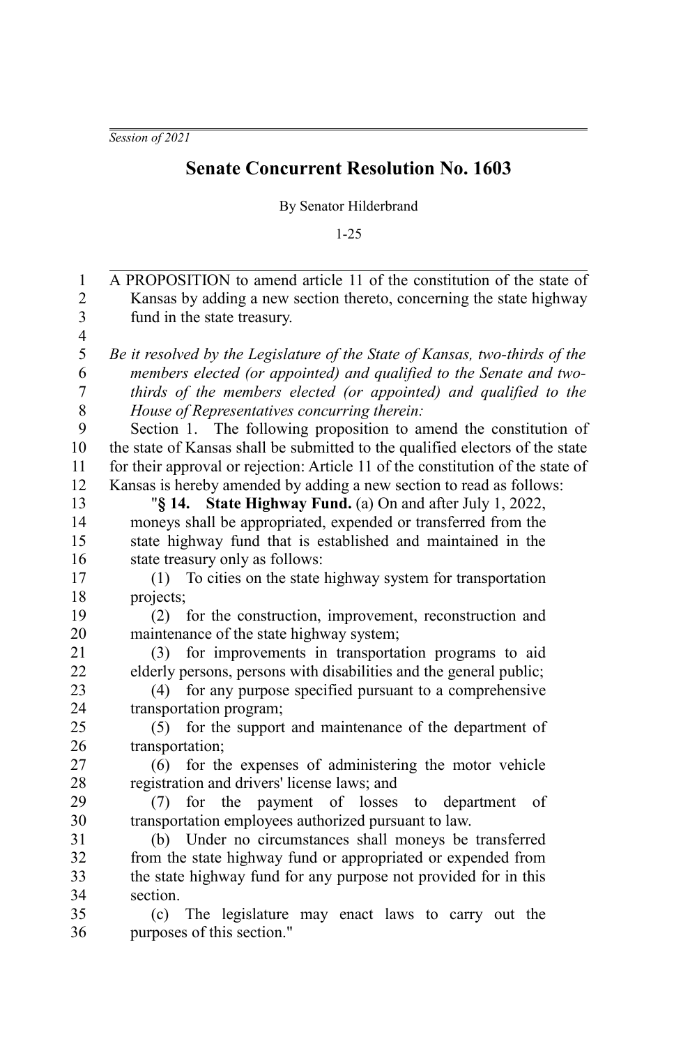*Session of 2021*

# Senate Concurrent Resolution No. 1603

By Senator Hilderbrand

1-25

A PROPOSITION to amend article 11 of the constitution of the state of Kansas by adding a new section thereto, concerning the state highway fund in the state treasury.

*Be it resolved by the Legislature of the State of Kansas, two-thirds of the members elected (or appointed) and qualified to the Senate and two-thirds of the members elected (or appointed) and qualified to the House of Representatives concurring therein:*

Section 1. The following proposition to amend the constitution of the state of Kansas shall be submitted to the qualified electors of the state for their approval or rejection: Article 11 of the constitution of the state of Kansas is hereby amended by adding a new section to read as follows:

"**§ 14. State Highway Fund.** (a) On and after July 1, 2022, moneys shall be appropriated, expended or transferred from the state highway fund that is established and maintained in the state treasury only as follows:

(1) To cities on the state highway system for transportation projects;

(2) for the construction, improvement, reconstruction and maintenance of the state highway system;

(3) for improvements in transportation programs to aid elderly persons, persons with disabilities and the general public;

(4) for any purpose specified pursuant to a comprehensive transportation program;

(5) for the support and maintenance of the department of transportation;

(6) for the expenses of administering the motor vehicle registration and drivers' license laws; and

(7) for the payment of losses to department of transportation employees authorized pursuant to law.

(b) Under no circumstances shall moneys be transferred from the state highway fund or appropriated or expended from the state highway fund for any purpose not provided for in this section.

(c) The legislature may enact laws to carry out the purposes of this section."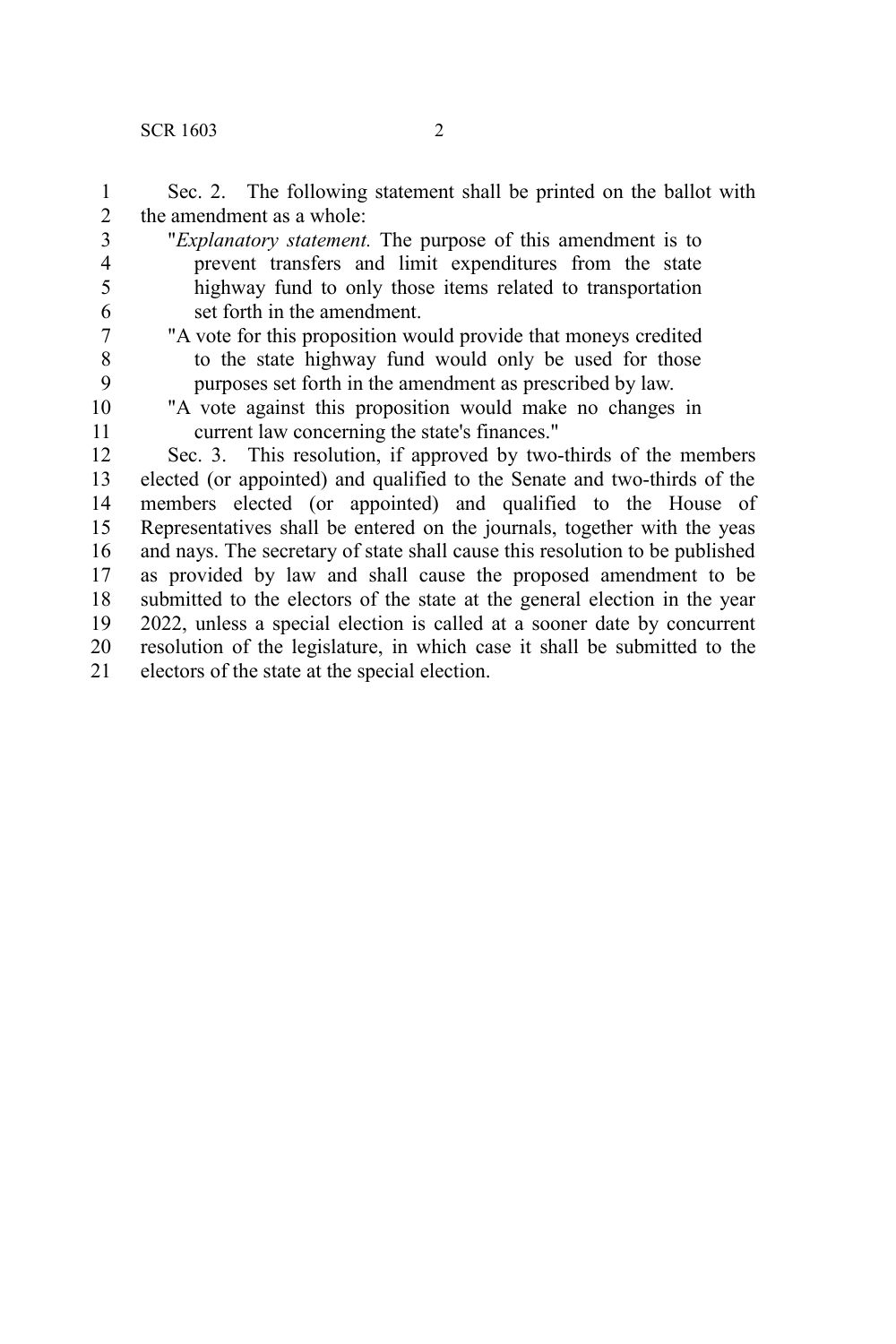Sec. 2. The following statement shall be printed on the ballot with the amendment as a whole:

"*Explanatory statement.* The purpose of this amendment is to prevent transfers and limit expenditures from the state highway fund to only those items related to transportation set forth in the amendment.

"A vote for this proposition would provide that moneys credited to the state highway fund would only be used for those purposes set forth in the amendment as prescribed by law.

"A vote against this proposition would make no changes in current law concerning the state's finances."

Sec. 3. This resolution, if approved by two-thirds of the members elected (or appointed) and qualified to the Senate and two-thirds of the members elected (or appointed) and qualified to the House of Representatives shall be entered on the journals, together with the yeas and nays. The secretary of state shall cause this resolution to be published as provided by law and shall cause the proposed amendment to be submitted to the electors of the state at the general election in the year 2022, unless a special election is called at a sooner date by concurrent resolution of the legislature, in which case it shall be submitted to the electors of the state at the special election.